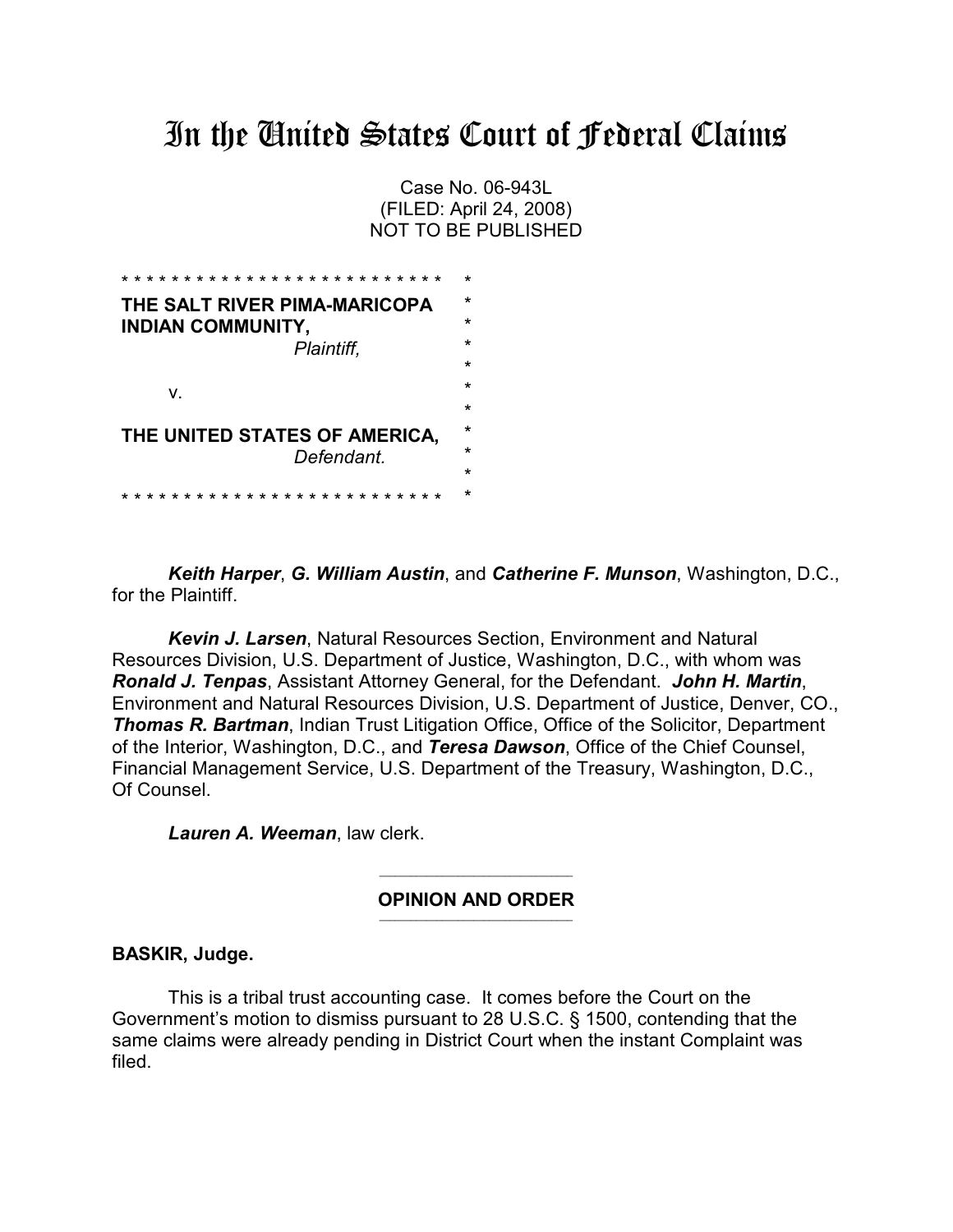# In the United States Court of Federal Claims

Case No. 06-943L
(FILED: April 24, 2008)
NOT TO BE PUBLISHED

```
* * * * * * * * * * * * * * * * * * * * * * * * * *  *
THE SALT RIVER PIMA-MARICOPA                          *
INDIAN COMMUNITY,                                     *
                    Plaintiff,                        *
                                                      *
        v.                                            *
                                                      *
THE UNITED STATES OF AMERICA,                         *
                    Defendant.                        *
                                                      *
* * * * * * * * * * * * * * * * * * * * * * * * * *  *
```

***Keith Harper***, ***G. William Austin***, and ***Catherine F. Munson***, Washington, D.C., for the Plaintiff.

***Kevin J. Larsen***, Natural Resources Section, Environment and Natural Resources Division, U.S. Department of Justice, Washington, D.C., with whom was ***Ronald J. Tenpas***, Assistant Attorney General, for the Defendant. ***John H. Martin***, Environment and Natural Resources Division, U.S. Department of Justice, Denver, CO., ***Thomas R. Bartman***, Indian Trust Litigation Office, Office of the Solicitor, Department of the Interior, Washington, D.C., and ***Teresa Dawson***, Office of the Chief Counsel, Financial Management Service, U.S. Department of the Treasury, Washington, D.C., Of Counsel.

***Lauren A. Weeman***, law clerk.

---

**OPINION AND ORDER**

---

**BASKIR, Judge.**

This is a tribal trust accounting case. It comes before the Court on the Government's motion to dismiss pursuant to 28 U.S.C. § 1500, contending that the same claims were already pending in District Court when the instant Complaint was filed.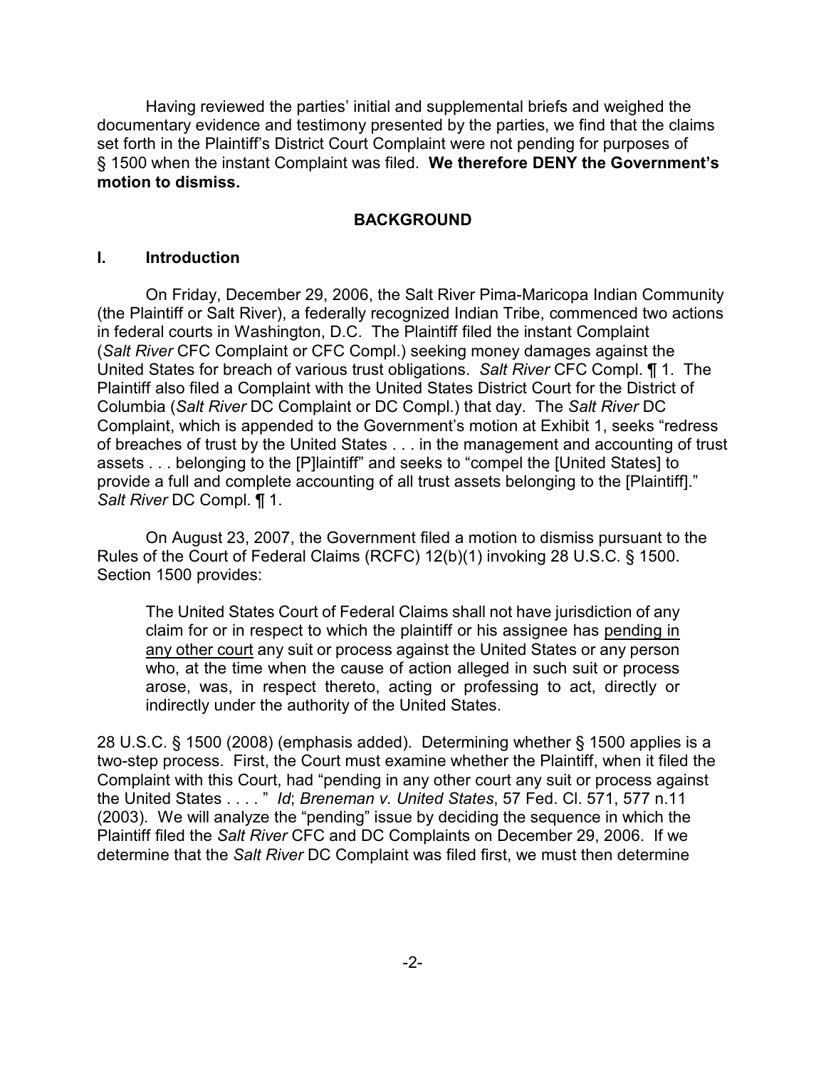Having reviewed the parties' initial and supplemental briefs and weighed the documentary evidence and testimony presented by the parties, we find that the claims set forth in the Plaintiff's District Court Complaint were not pending for purposes of § 1500 when the instant Complaint was filed. **We therefore DENY the Government's motion to dismiss.**

## BACKGROUND

### I. Introduction

On Friday, December 29, 2006, the Salt River Pima-Maricopa Indian Community (the Plaintiff or Salt River), a federally recognized Indian Tribe, commenced two actions in federal courts in Washington, D.C. The Plaintiff filed the instant Complaint (*Salt River* CFC Complaint or CFC Compl.) seeking money damages against the United States for breach of various trust obligations. *Salt River* CFC Compl. ¶ 1. The Plaintiff also filed a Complaint with the United States District Court for the District of Columbia (*Salt River* DC Complaint or DC Compl.) that day. The *Salt River* DC Complaint, which is appended to the Government's motion at Exhibit 1, seeks "redress of breaches of trust by the United States . . . in the management and accounting of trust assets . . . belonging to the [P]laintiff" and seeks to "compel the [United States] to provide a full and complete accounting of all trust assets belonging to the [Plaintiff]." *Salt River* DC Compl. ¶ 1.

On August 23, 2007, the Government filed a motion to dismiss pursuant to the Rules of the Court of Federal Claims (RCFC) 12(b)(1) invoking 28 U.S.C. § 1500. Section 1500 provides:

> The United States Court of Federal Claims shall not have jurisdiction of any claim for or in respect to which the plaintiff or his assignee has pending in any other court any suit or process against the United States or any person who, at the time when the cause of action alleged in such suit or process arose, was, in respect thereto, acting or professing to act, directly or indirectly under the authority of the United States.

28 U.S.C. § 1500 (2008) (emphasis added). Determining whether § 1500 applies is a two-step process. First, the Court must examine whether the Plaintiff, when it filed the Complaint with this Court, had "pending in any other court any suit or process against the United States . . . . " *Id*; *Breneman v. United States*, 57 Fed. Cl. 571, 577 n.11 (2003). We will analyze the "pending" issue by deciding the sequence in which the Plaintiff filed the *Salt River* CFC and DC Complaints on December 29, 2006. If we determine that the *Salt River* DC Complaint was filed first, we must then determine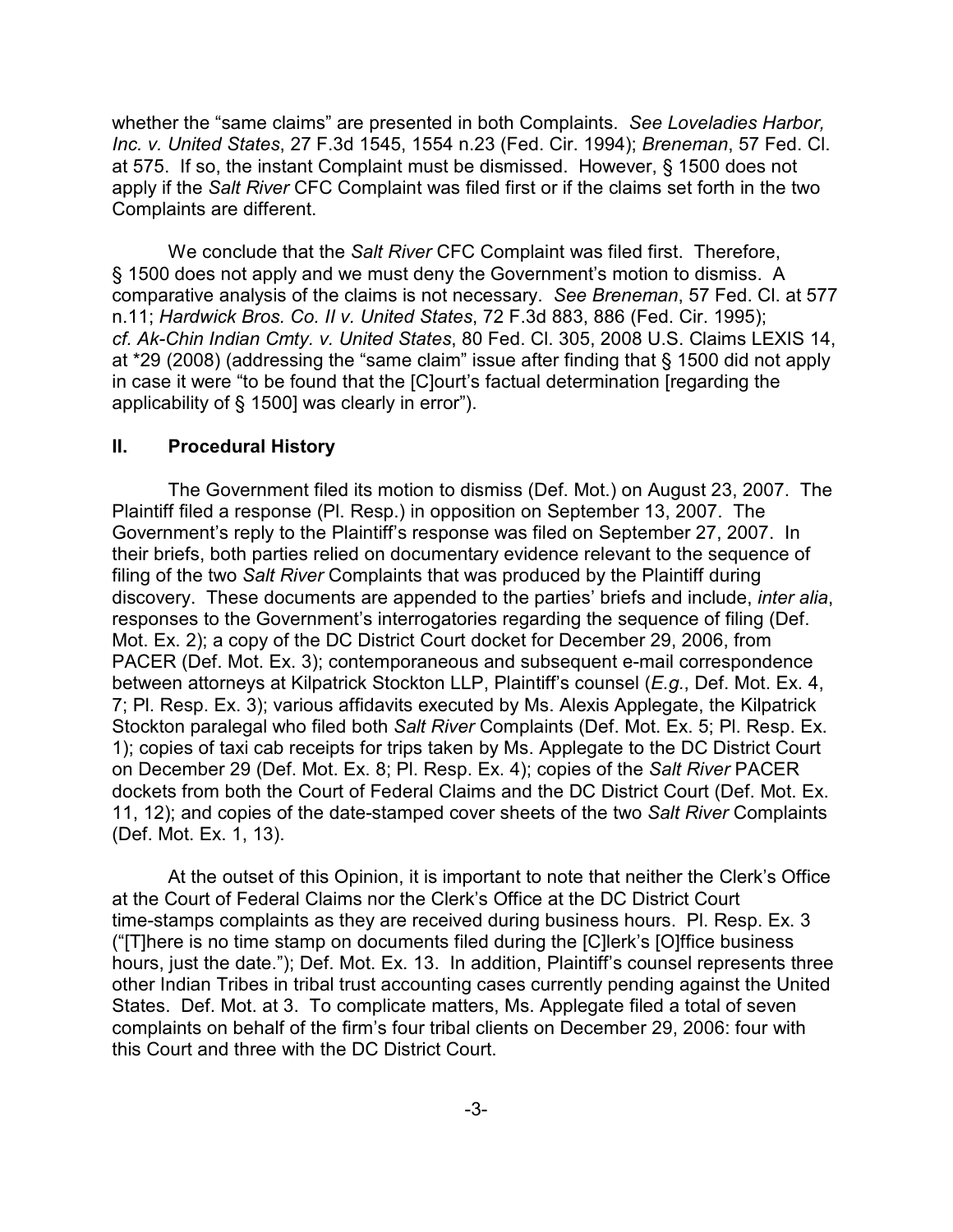whether the "same claims" are presented in both Complaints. *See Loveladies Harbor, Inc. v. United States*, 27 F.3d 1545, 1554 n.23 (Fed. Cir. 1994); *Breneman*, 57 Fed. Cl. at 575. If so, the instant Complaint must be dismissed. However, § 1500 does not apply if the *Salt River* CFC Complaint was filed first or if the claims set forth in the two Complaints are different.

We conclude that the *Salt River* CFC Complaint was filed first. Therefore, § 1500 does not apply and we must deny the Government's motion to dismiss. A comparative analysis of the claims is not necessary. *See Breneman*, 57 Fed. Cl. at 577 n.11; *Hardwick Bros. Co. II v. United States*, 72 F.3d 883, 886 (Fed. Cir. 1995); *cf. Ak-Chin Indian Cmty. v. United States*, 80 Fed. Cl. 305, 2008 U.S. Claims LEXIS 14, at *29 (2008) (addressing the "same claim" issue after finding that § 1500 did not apply in case it were "to be found that the [C]ourt's factual determination [regarding the applicability of § 1500] was clearly in error").

## II. Procedural History

The Government filed its motion to dismiss (Def. Mot.) on August 23, 2007. The Plaintiff filed a response (Pl. Resp.) in opposition on September 13, 2007. The Government's reply to the Plaintiff's response was filed on September 27, 2007. In their briefs, both parties relied on documentary evidence relevant to the sequence of filing of the two *Salt River* Complaints that was produced by the Plaintiff during discovery. These documents are appended to the parties' briefs and include, *inter alia*, responses to the Government's interrogatories regarding the sequence of filing (Def. Mot. Ex. 2); a copy of the DC District Court docket for December 29, 2006, from PACER (Def. Mot. Ex. 3); contemporaneous and subsequent e-mail correspondence between attorneys at Kilpatrick Stockton LLP, Plaintiff's counsel (*E.g.*, Def. Mot. Ex. 4, 7; Pl. Resp. Ex. 3); various affidavits executed by Ms. Alexis Applegate, the Kilpatrick Stockton paralegal who filed both *Salt River* Complaints (Def. Mot. Ex. 5; Pl. Resp. Ex. 1); copies of taxi cab receipts for trips taken by Ms. Applegate to the DC District Court on December 29 (Def. Mot. Ex. 8; Pl. Resp. Ex. 4); copies of the *Salt River* PACER dockets from both the Court of Federal Claims and the DC District Court (Def. Mot. Ex. 11, 12); and copies of the date-stamped cover sheets of the two *Salt River* Complaints (Def. Mot. Ex. 1, 13).

At the outset of this Opinion, it is important to note that neither the Clerk's Office at the Court of Federal Claims nor the Clerk's Office at the DC District Court time-stamps complaints as they are received during business hours. Pl. Resp. Ex. 3 ("[T]here is no time stamp on documents filed during the [C]lerk's [O]ffice business hours, just the date."); Def. Mot. Ex. 13. In addition, Plaintiff's counsel represents three other Indian Tribes in tribal trust accounting cases currently pending against the United States. Def. Mot. at 3. To complicate matters, Ms. Applegate filed a total of seven complaints on behalf of the firm's four tribal clients on December 29, 2006: four with this Court and three with the DC District Court.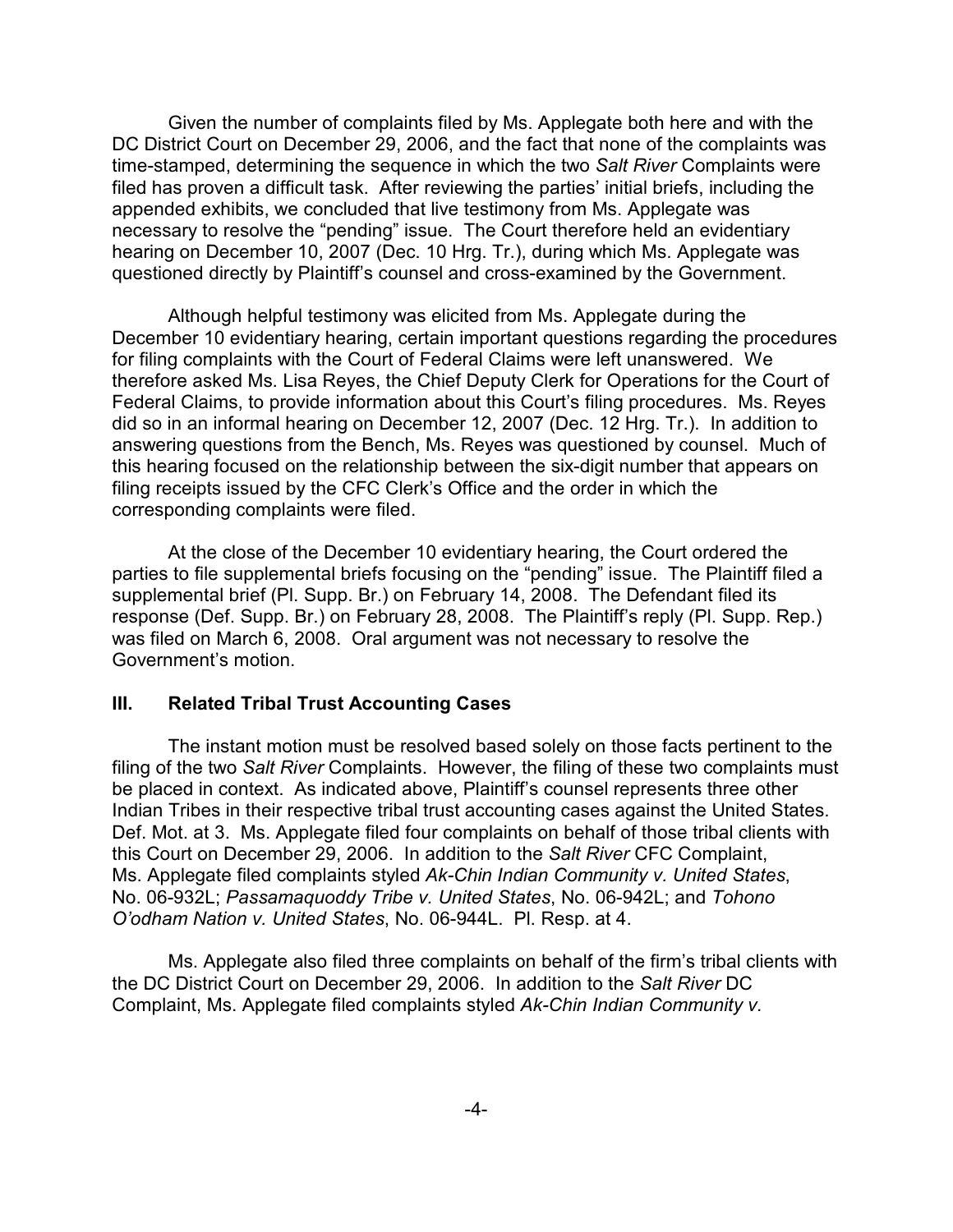Given the number of complaints filed by Ms. Applegate both here and with the DC District Court on December 29, 2006, and the fact that none of the complaints was time-stamped, determining the sequence in which the two *Salt River* Complaints were filed has proven a difficult task. After reviewing the parties' initial briefs, including the appended exhibits, we concluded that live testimony from Ms. Applegate was necessary to resolve the "pending" issue. The Court therefore held an evidentiary hearing on December 10, 2007 (Dec. 10 Hrg. Tr.), during which Ms. Applegate was questioned directly by Plaintiff's counsel and cross-examined by the Government.

Although helpful testimony was elicited from Ms. Applegate during the December 10 evidentiary hearing, certain important questions regarding the procedures for filing complaints with the Court of Federal Claims were left unanswered. We therefore asked Ms. Lisa Reyes, the Chief Deputy Clerk for Operations for the Court of Federal Claims, to provide information about this Court's filing procedures. Ms. Reyes did so in an informal hearing on December 12, 2007 (Dec. 12 Hrg. Tr.). In addition to answering questions from the Bench, Ms. Reyes was questioned by counsel. Much of this hearing focused on the relationship between the six-digit number that appears on filing receipts issued by the CFC Clerk's Office and the order in which the corresponding complaints were filed.

At the close of the December 10 evidentiary hearing, the Court ordered the parties to file supplemental briefs focusing on the "pending" issue. The Plaintiff filed a supplemental brief (Pl. Supp. Br.) on February 14, 2008. The Defendant filed its response (Def. Supp. Br.) on February 28, 2008. The Plaintiff's reply (Pl. Supp. Rep.) was filed on March 6, 2008. Oral argument was not necessary to resolve the Government's motion.

## III. Related Tribal Trust Accounting Cases

The instant motion must be resolved based solely on those facts pertinent to the filing of the two *Salt River* Complaints. However, the filing of these two complaints must be placed in context. As indicated above, Plaintiff's counsel represents three other Indian Tribes in their respective tribal trust accounting cases against the United States. Def. Mot. at 3. Ms. Applegate filed four complaints on behalf of those tribal clients with this Court on December 29, 2006. In addition to the *Salt River* CFC Complaint, Ms. Applegate filed complaints styled *Ak-Chin Indian Community v. United States*, No. 06-932L; *Passamaquoddy Tribe v. United States*, No. 06-942L; and *Tohono O'odham Nation v. United States*, No. 06-944L. Pl. Resp. at 4.

Ms. Applegate also filed three complaints on behalf of the firm's tribal clients with the DC District Court on December 29, 2006. In addition to the *Salt River* DC Complaint, Ms. Applegate filed complaints styled *Ak-Chin Indian Community v.*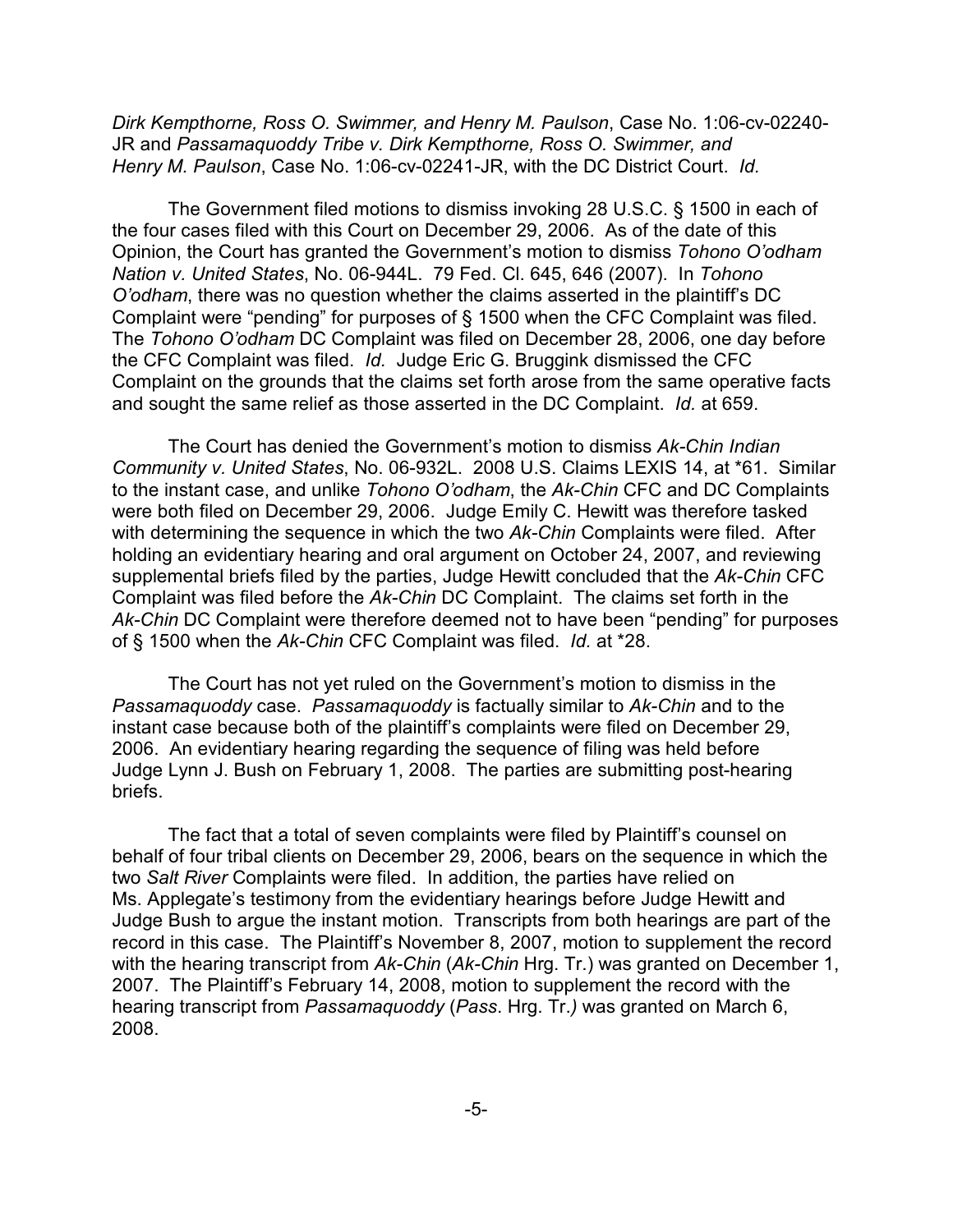*Dirk Kempthorne, Ross O. Swimmer, and Henry M. Paulson*, Case No. 1:06-cv-02240-JR and *Passamaquoddy Tribe v. Dirk Kempthorne, Ross O. Swimmer, and Henry M. Paulson*, Case No. 1:06-cv-02241-JR, with the DC District Court. *Id.*

The Government filed motions to dismiss invoking 28 U.S.C. § 1500 in each of the four cases filed with this Court on December 29, 2006. As of the date of this Opinion, the Court has granted the Government's motion to dismiss *Tohono O'odham Nation v. United States*, No. 06-944L. 79 Fed. Cl. 645, 646 (2007). In *Tohono O'odham*, there was no question whether the claims asserted in the plaintiff's DC Complaint were "pending" for purposes of § 1500 when the CFC Complaint was filed. The *Tohono O'odham* DC Complaint was filed on December 28, 2006, one day before the CFC Complaint was filed. *Id.* Judge Eric G. Bruggink dismissed the CFC Complaint on the grounds that the claims set forth arose from the same operative facts and sought the same relief as those asserted in the DC Complaint. *Id.* at 659.

The Court has denied the Government's motion to dismiss *Ak-Chin Indian Community v. United States*, No. 06-932L. 2008 U.S. Claims LEXIS 14, at *61. Similar to the instant case, and unlike *Tohono O'odham*, the *Ak-Chin* CFC and DC Complaints were both filed on December 29, 2006. Judge Emily C. Hewitt was therefore tasked with determining the sequence in which the two *Ak-Chin* Complaints were filed. After holding an evidentiary hearing and oral argument on October 24, 2007, and reviewing supplemental briefs filed by the parties, Judge Hewitt concluded that the *Ak-Chin* CFC Complaint was filed before the *Ak-Chin* DC Complaint. The claims set forth in the *Ak-Chin* DC Complaint were therefore deemed not to have been "pending" for purposes of § 1500 when the *Ak-Chin* CFC Complaint was filed. *Id.* at *28.

The Court has not yet ruled on the Government's motion to dismiss in the *Passamaquoddy* case. *Passamaquoddy* is factually similar to *Ak-Chin* and to the instant case because both of the plaintiff's complaints were filed on December 29, 2006. An evidentiary hearing regarding the sequence of filing was held before Judge Lynn J. Bush on February 1, 2008. The parties are submitting post-hearing briefs.

The fact that a total of seven complaints were filed by Plaintiff's counsel on behalf of four tribal clients on December 29, 2006, bears on the sequence in which the two *Salt River* Complaints were filed. In addition, the parties have relied on Ms. Applegate's testimony from the evidentiary hearings before Judge Hewitt and Judge Bush to argue the instant motion. Transcripts from both hearings are part of the record in this case. The Plaintiff's November 8, 2007, motion to supplement the record with the hearing transcript from *Ak-Chin* (*Ak-Chin* Hrg. Tr.) was granted on December 1, 2007. The Plaintiff's February 14, 2008, motion to supplement the record with the hearing transcript from *Passamaquoddy* (*Pass*. Hrg. Tr.) was granted on March 6, 2008.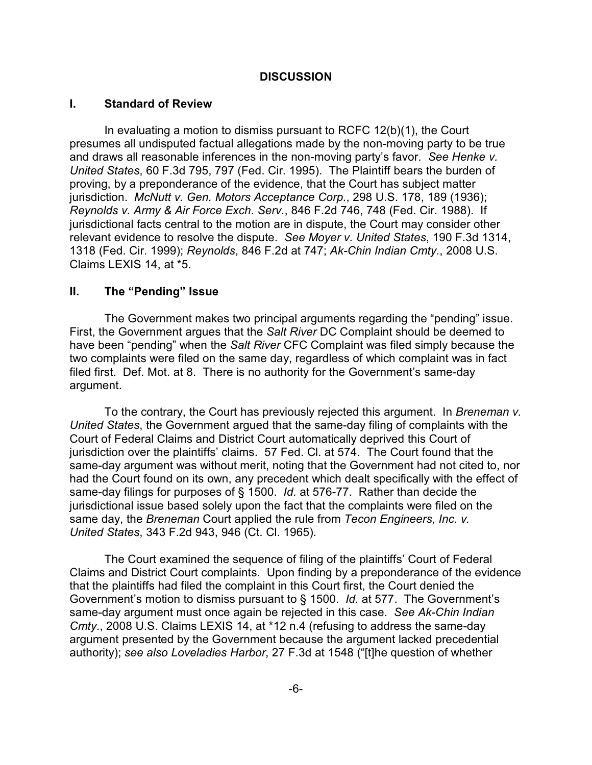## DISCUSSION

### I. Standard of Review

In evaluating a motion to dismiss pursuant to RCFC 12(b)(1), the Court presumes all undisputed factual allegations made by the non-moving party to be true and draws all reasonable inferences in the non-moving party's favor. *See Henke v. United States*, 60 F.3d 795, 797 (Fed. Cir. 1995). The Plaintiff bears the burden of proving, by a preponderance of the evidence, that the Court has subject matter jurisdiction. *McNutt v. Gen. Motors Acceptance Corp.*, 298 U.S. 178, 189 (1936); *Reynolds v. Army & Air Force Exch. Serv.*, 846 F.2d 746, 748 (Fed. Cir. 1988). If jurisdictional facts central to the motion are in dispute, the Court may consider other relevant evidence to resolve the dispute. *See Moyer v. United States*, 190 F.3d 1314, 1318 (Fed. Cir. 1999); *Reynolds*, 846 F.2d at 747; *Ak-Chin Indian Cmty.*, 2008 U.S. Claims LEXIS 14, at *5.

### II. The "Pending" Issue

The Government makes two principal arguments regarding the "pending" issue. First, the Government argues that the *Salt River* DC Complaint should be deemed to have been "pending" when the *Salt River* CFC Complaint was filed simply because the two complaints were filed on the same day, regardless of which complaint was in fact filed first. Def. Mot. at 8. There is no authority for the Government's same-day argument.

To the contrary, the Court has previously rejected this argument. In *Breneman v. United States*, the Government argued that the same-day filing of complaints with the Court of Federal Claims and District Court automatically deprived this Court of jurisdiction over the plaintiffs' claims. 57 Fed. Cl. at 574. The Court found that the same-day argument was without merit, noting that the Government had not cited to, nor had the Court found on its own, any precedent which dealt specifically with the effect of same-day filings for purposes of § 1500. *Id.* at 576-77. Rather than decide the jurisdictional issue based solely upon the fact that the complaints were filed on the same day, the *Breneman* Court applied the rule from *Tecon Engineers, Inc. v. United States*, 343 F.2d 943, 946 (Ct. Cl. 1965).

The Court examined the sequence of filing of the plaintiffs' Court of Federal Claims and District Court complaints. Upon finding by a preponderance of the evidence that the plaintiffs had filed the complaint in this Court first, the Court denied the Government's motion to dismiss pursuant to § 1500. *Id.* at 577. The Government's same-day argument must once again be rejected in this case. *See Ak-Chin Indian Cmty.*, 2008 U.S. Claims LEXIS 14, at *12 n.4 (refusing to address the same-day argument presented by the Government because the argument lacked precedential authority); *see also Loveladies Harbor*, 27 F.3d at 1548 ("[t]he question of whether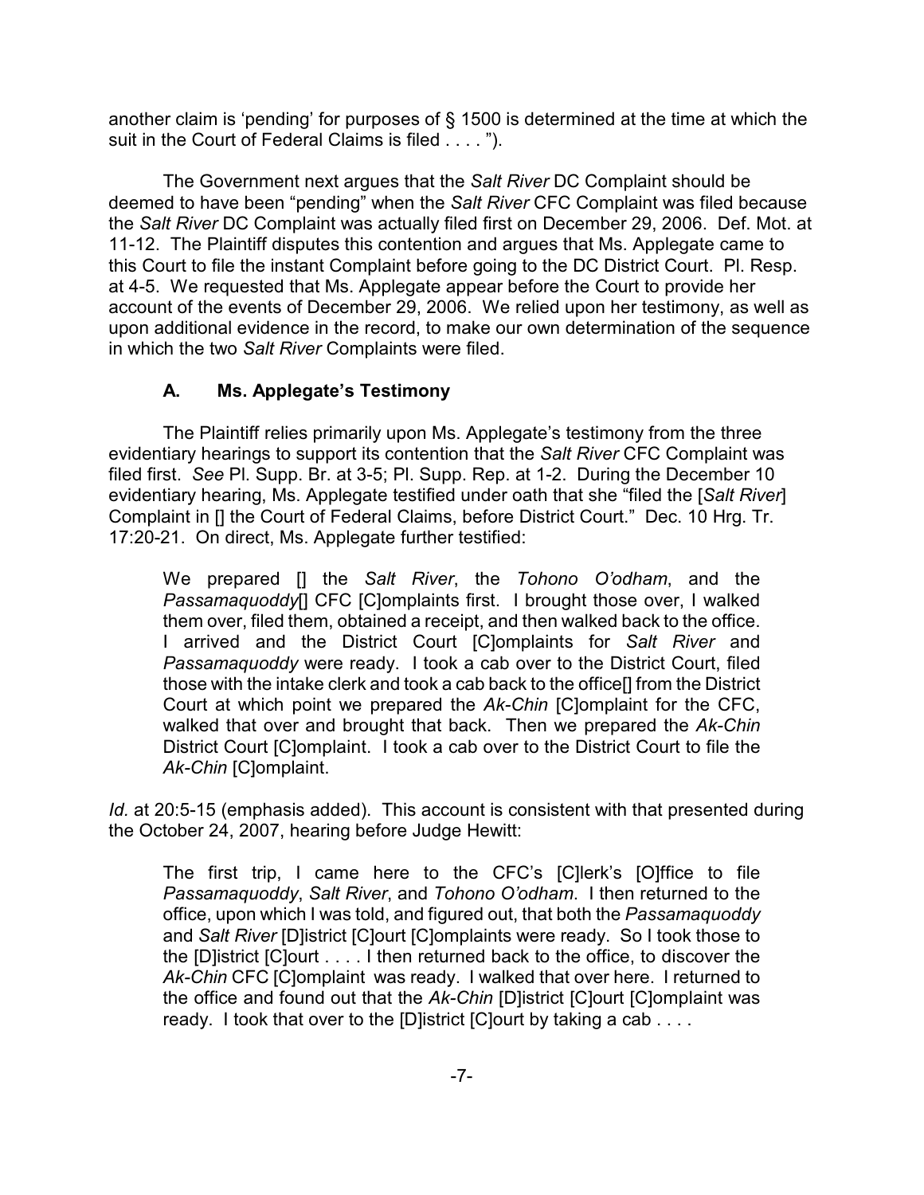another claim is 'pending' for purposes of § 1500 is determined at the time at which the suit in the Court of Federal Claims is filed . . . . ").

The Government next argues that the *Salt River* DC Complaint should be deemed to have been "pending" when the *Salt River* CFC Complaint was filed because the *Salt River* DC Complaint was actually filed first on December 29, 2006. Def. Mot. at 11-12. The Plaintiff disputes this contention and argues that Ms. Applegate came to this Court to file the instant Complaint before going to the DC District Court. Pl. Resp. at 4-5. We requested that Ms. Applegate appear before the Court to provide her account of the events of December 29, 2006. We relied upon her testimony, as well as upon additional evidence in the record, to make our own determination of the sequence in which the two *Salt River* Complaints were filed.

### A. Ms. Applegate's Testimony

The Plaintiff relies primarily upon Ms. Applegate's testimony from the three evidentiary hearings to support its contention that the *Salt River* CFC Complaint was filed first. *See* Pl. Supp. Br. at 3-5; Pl. Supp. Rep. at 1-2. During the December 10 evidentiary hearing, Ms. Applegate testified under oath that she "filed the [*Salt River*] Complaint in [] the Court of Federal Claims, before District Court." Dec. 10 Hrg. Tr. 17:20-21. On direct, Ms. Applegate further testified:

> We prepared [] the *Salt River*, the *Tohono O'odham*, and the *Passamaquoddy*[] CFC [C]omplaints first. I brought those over, I walked them over, filed them, obtained a receipt, and then walked back to the office. I arrived and the District Court [C]omplaints for *Salt River* and *Passamaquoddy* were ready. I took a cab over to the District Court, filed those with the intake clerk and took a cab back to the office[] from the District Court at which point we prepared the *Ak-Chin* [C]omplaint for the CFC, walked that over and brought that back. Then we prepared the *Ak-Chin* District Court [C]omplaint. I took a cab over to the District Court to file the *Ak-Chin* [C]omplaint.

*Id.* at 20:5-15 (emphasis added). This account is consistent with that presented during the October 24, 2007, hearing before Judge Hewitt:

> The first trip, I came here to the CFC's [C]lerk's [O]ffice to file *Passamaquoddy*, *Salt River*, and *Tohono O'odham*. I then returned to the office, upon which I was told, and figured out, that both the *Passamaquoddy* and *Salt River* [D]istrict [C]ourt [C]omplaints were ready. So I took those to the [D]istrict [C]ourt . . . . I then returned back to the office, to discover the *Ak-Chin* CFC [C]omplaint was ready. I walked that over here. I returned to the office and found out that the *Ak-Chin* [D]istrict [C]ourt [C]omplaint was ready. I took that over to the [D]istrict [C]ourt by taking a cab . . . .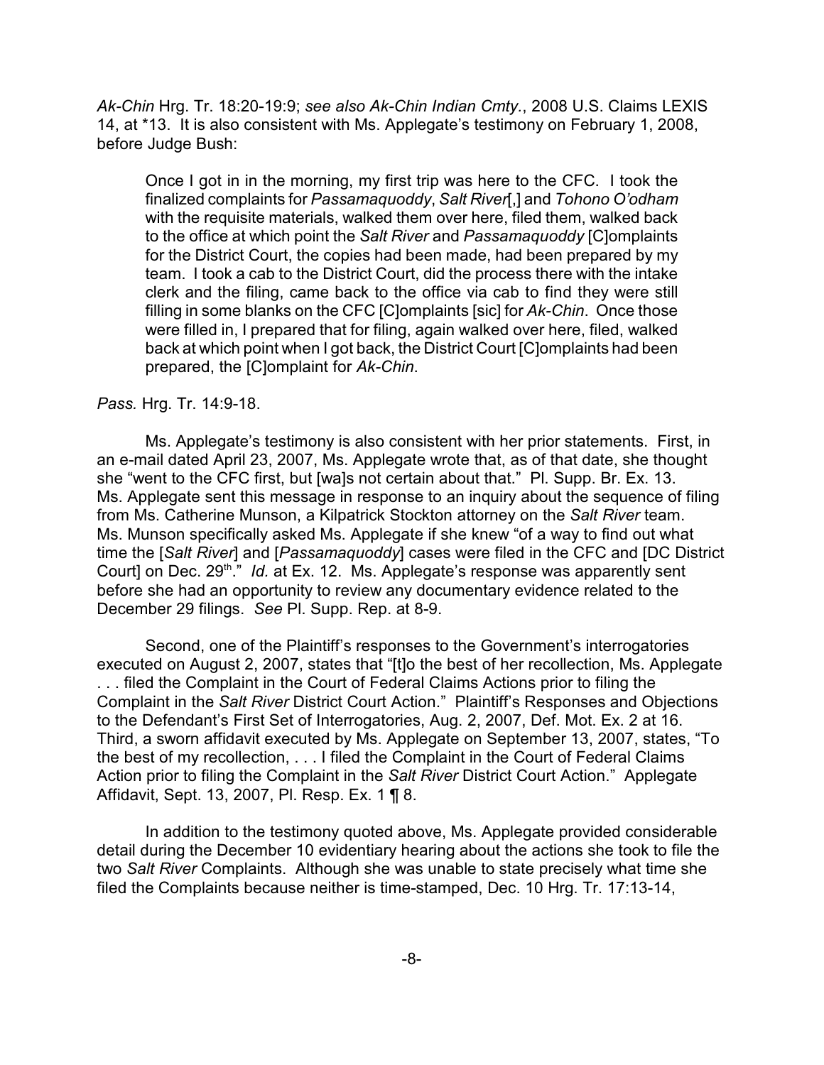*Ak-Chin* Hrg. Tr. 18:20-19:9; *see also Ak-Chin Indian Cmty.*, 2008 U.S. Claims LEXIS 14, at *13. It is also consistent with Ms. Applegate's testimony on February 1, 2008, before Judge Bush:

> Once I got in in the morning, my first trip was here to the CFC. I took the finalized complaints for *Passamaquoddy*, *Salt River*[,] and *Tohono O'odham* with the requisite materials, walked them over here, filed them, walked back to the office at which point the *Salt River* and *Passamaquoddy* [C]omplaints for the District Court, the copies had been made, had been prepared by my team. I took a cab to the District Court, did the process there with the intake clerk and the filing, came back to the office via cab to find they were still filling in some blanks on the CFC [C]omplaints [sic] for *Ak-Chin*. Once those were filled in, I prepared that for filing, again walked over here, filed, walked back at which point when I got back, the District Court [C]omplaints had been prepared, the [C]omplaint for *Ak-Chin*.

*Pass.* Hrg. Tr. 14:9-18.

Ms. Applegate's testimony is also consistent with her prior statements. First, in an e-mail dated April 23, 2007, Ms. Applegate wrote that, as of that date, she thought she "went to the CFC first, but [wa]s not certain about that." Pl. Supp. Br. Ex. 13. Ms. Applegate sent this message in response to an inquiry about the sequence of filing from Ms. Catherine Munson, a Kilpatrick Stockton attorney on the *Salt River* team. Ms. Munson specifically asked Ms. Applegate if she knew "of a way to find out what time the [*Salt River*] and [*Passamaquoddy*] cases were filed in the CFC and [DC District Court] on Dec. 29th." *Id.* at Ex. 12. Ms. Applegate's response was apparently sent before she had an opportunity to review any documentary evidence related to the December 29 filings. *See* Pl. Supp. Rep. at 8-9.

Second, one of the Plaintiff's responses to the Government's interrogatories executed on August 2, 2007, states that "[t]o the best of her recollection, Ms. Applegate . . . filed the Complaint in the Court of Federal Claims Actions prior to filing the Complaint in the *Salt River* District Court Action." Plaintiff's Responses and Objections to the Defendant's First Set of Interrogatories, Aug. 2, 2007, Def. Mot. Ex. 2 at 16. Third, a sworn affidavit executed by Ms. Applegate on September 13, 2007, states, "To the best of my recollection, . . . I filed the Complaint in the Court of Federal Claims Action prior to filing the Complaint in the *Salt River* District Court Action." Applegate Affidavit, Sept. 13, 2007, Pl. Resp. Ex. 1 ¶ 8.

In addition to the testimony quoted above, Ms. Applegate provided considerable detail during the December 10 evidentiary hearing about the actions she took to file the two *Salt River* Complaints. Although she was unable to state precisely what time she filed the Complaints because neither is time-stamped, Dec. 10 Hrg. Tr. 17:13-14,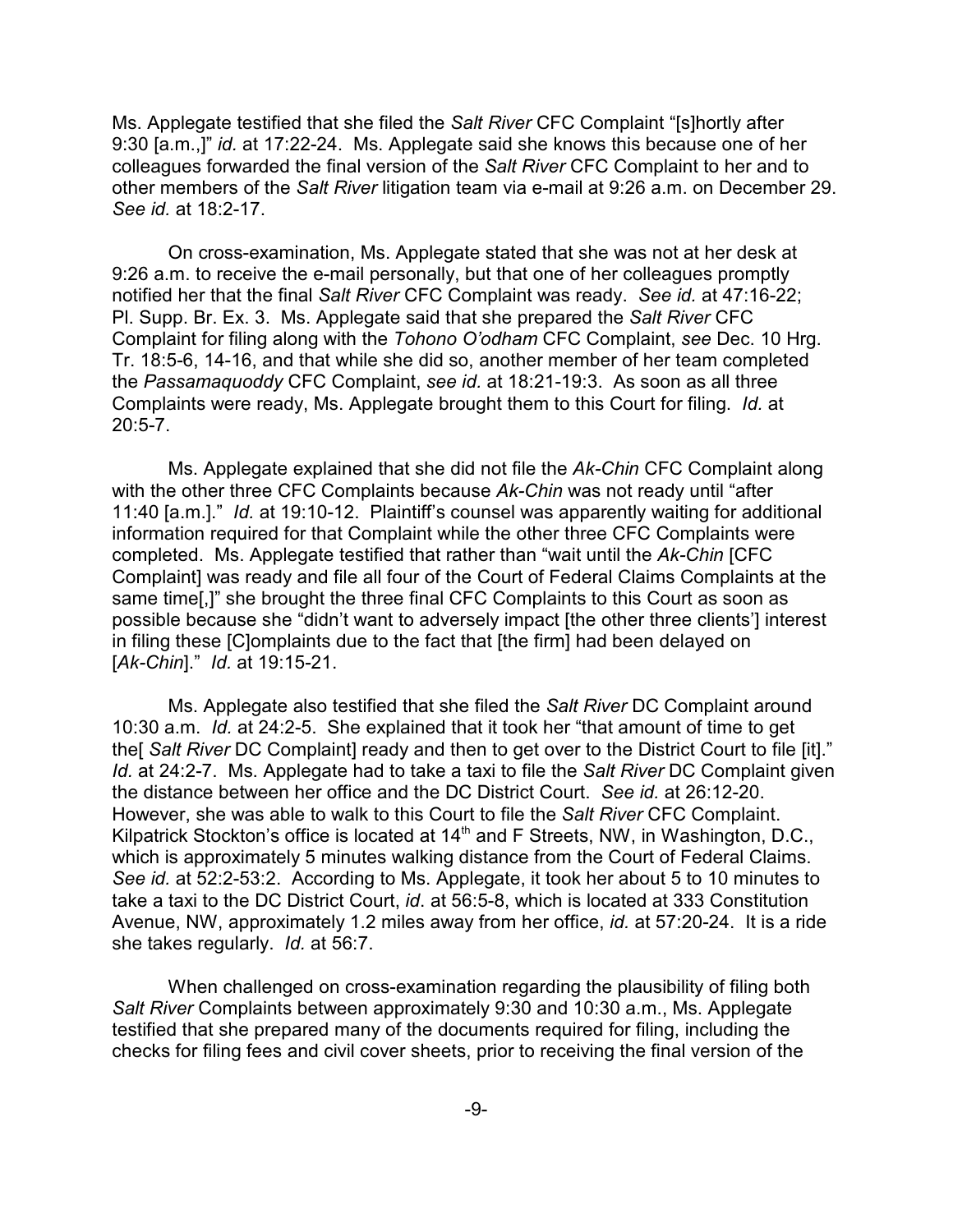Ms. Applegate testified that she filed the *Salt River* CFC Complaint "[s]hortly after 9:30 [a.m.,]" *id.* at 17:22-24. Ms. Applegate said she knows this because one of her colleagues forwarded the final version of the *Salt River* CFC Complaint to her and to other members of the *Salt River* litigation team via e-mail at 9:26 a.m. on December 29. *See id.* at 18:2-17.

On cross-examination, Ms. Applegate stated that she was not at her desk at 9:26 a.m. to receive the e-mail personally, but that one of her colleagues promptly notified her that the final *Salt River* CFC Complaint was ready. *See id.* at 47:16-22; Pl. Supp. Br. Ex. 3. Ms. Applegate said that she prepared the *Salt River* CFC Complaint for filing along with the *Tohono O'odham* CFC Complaint, *see* Dec. 10 Hrg. Tr. 18:5-6, 14-16, and that while she did so, another member of her team completed the *Passamaquoddy* CFC Complaint, *see id.* at 18:21-19:3. As soon as all three Complaints were ready, Ms. Applegate brought them to this Court for filing. *Id.* at 20:5-7.

Ms. Applegate explained that she did not file the *Ak-Chin* CFC Complaint along with the other three CFC Complaints because *Ak-Chin* was not ready until "after 11:40 [a.m.]." *Id.* at 19:10-12. Plaintiff's counsel was apparently waiting for additional information required for that Complaint while the other three CFC Complaints were completed. Ms. Applegate testified that rather than "wait until the *Ak-Chin* [CFC Complaint] was ready and file all four of the Court of Federal Claims Complaints at the same time[,]" she brought the three final CFC Complaints to this Court as soon as possible because she "didn't want to adversely impact [the other three clients'] interest in filing these [C]omplaints due to the fact that [the firm] had been delayed on [*Ak-Chin*]." *Id.* at 19:15-21.

Ms. Applegate also testified that she filed the *Salt River* DC Complaint around 10:30 a.m. *Id.* at 24:2-5. She explained that it took her "that amount of time to get the[ *Salt River* DC Complaint] ready and then to get over to the District Court to file [it]." *Id.* at 24:2-7. Ms. Applegate had to take a taxi to file the *Salt River* DC Complaint given the distance between her office and the DC District Court. *See id.* at 26:12-20. However, she was able to walk to this Court to file the *Salt River* CFC Complaint. Kilpatrick Stockton's office is located at 14th and F Streets, NW, in Washington, D.C., which is approximately 5 minutes walking distance from the Court of Federal Claims. *See id.* at 52:2-53:2. According to Ms. Applegate, it took her about 5 to 10 minutes to take a taxi to the DC District Court, *id*. at 56:5-8, which is located at 333 Constitution Avenue, NW, approximately 1.2 miles away from her office, *id.* at 57:20-24. It is a ride she takes regularly. *Id.* at 56:7.

When challenged on cross-examination regarding the plausibility of filing both *Salt River* Complaints between approximately 9:30 and 10:30 a.m., Ms. Applegate testified that she prepared many of the documents required for filing, including the checks for filing fees and civil cover sheets, prior to receiving the final version of the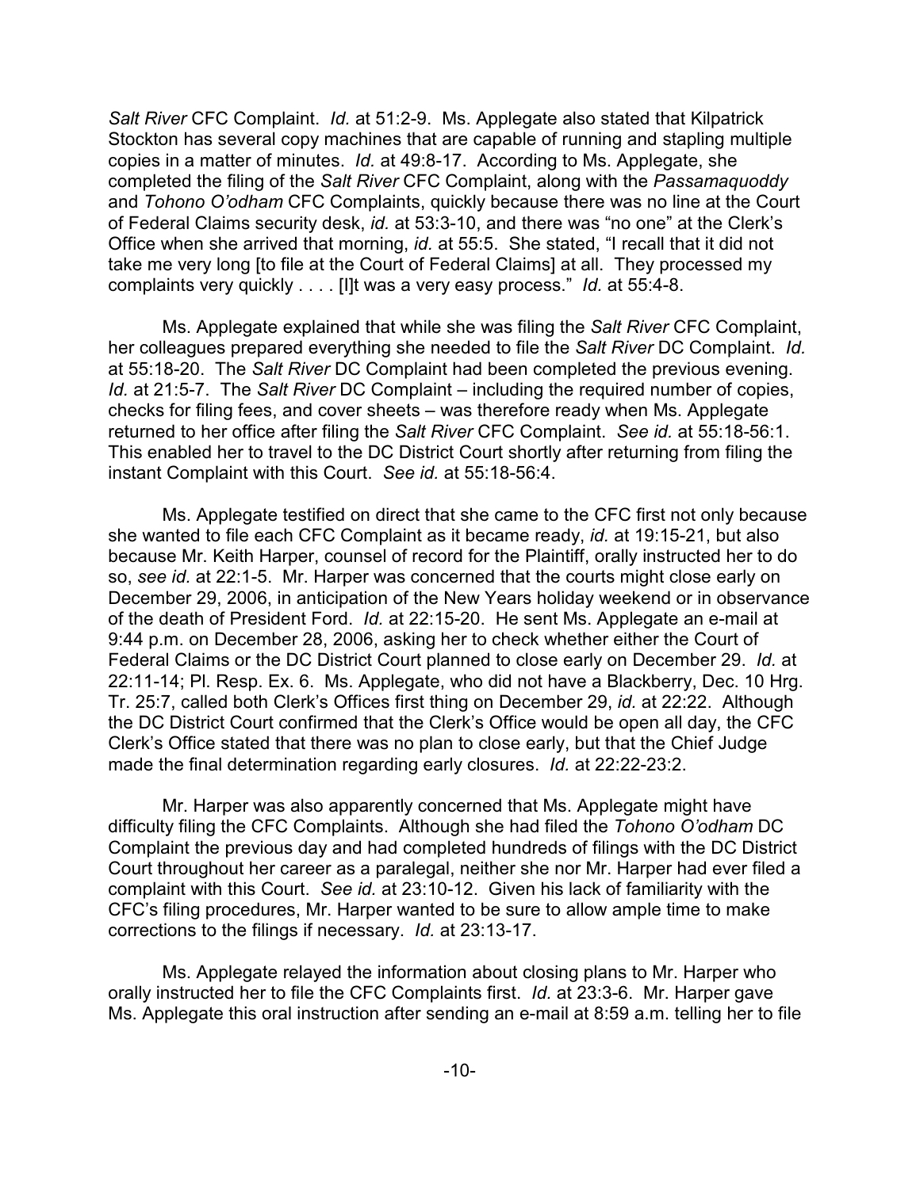*Salt River* CFC Complaint. *Id.* at 51:2-9. Ms. Applegate also stated that Kilpatrick Stockton has several copy machines that are capable of running and stapling multiple copies in a matter of minutes. *Id.* at 49:8-17. According to Ms. Applegate, she completed the filing of the *Salt River* CFC Complaint, along with the *Passamaquoddy* and *Tohono O'odham* CFC Complaints, quickly because there was no line at the Court of Federal Claims security desk, *id.* at 53:3-10, and there was "no one" at the Clerk's Office when she arrived that morning, *id.* at 55:5. She stated, "I recall that it did not take me very long [to file at the Court of Federal Claims] at all. They processed my complaints very quickly . . . . [I]t was a very easy process." *Id.* at 55:4-8.

Ms. Applegate explained that while she was filing the *Salt River* CFC Complaint, her colleagues prepared everything she needed to file the *Salt River* DC Complaint. *Id.* at 55:18-20. The *Salt River* DC Complaint had been completed the previous evening. *Id.* at 21:5-7. The *Salt River* DC Complaint – including the required number of copies, checks for filing fees, and cover sheets – was therefore ready when Ms. Applegate returned to her office after filing the *Salt River* CFC Complaint. *See id.* at 55:18-56:1. This enabled her to travel to the DC District Court shortly after returning from filing the instant Complaint with this Court. *See id.* at 55:18-56:4.

Ms. Applegate testified on direct that she came to the CFC first not only because she wanted to file each CFC Complaint as it became ready, *id.* at 19:15-21, but also because Mr. Keith Harper, counsel of record for the Plaintiff, orally instructed her to do so, *see id.* at 22:1-5. Mr. Harper was concerned that the courts might close early on December 29, 2006, in anticipation of the New Years holiday weekend or in observance of the death of President Ford. *Id.* at 22:15-20. He sent Ms. Applegate an e-mail at 9:44 p.m. on December 28, 2006, asking her to check whether either the Court of Federal Claims or the DC District Court planned to close early on December 29. *Id.* at 22:11-14; Pl. Resp. Ex. 6. Ms. Applegate, who did not have a Blackberry, Dec. 10 Hrg. Tr. 25:7, called both Clerk's Offices first thing on December 29, *id.* at 22:22. Although the DC District Court confirmed that the Clerk's Office would be open all day, the CFC Clerk's Office stated that there was no plan to close early, but that the Chief Judge made the final determination regarding early closures. *Id.* at 22:22-23:2.

Mr. Harper was also apparently concerned that Ms. Applegate might have difficulty filing the CFC Complaints. Although she had filed the *Tohono O'odham* DC Complaint the previous day and had completed hundreds of filings with the DC District Court throughout her career as a paralegal, neither she nor Mr. Harper had ever filed a complaint with this Court. *See id.* at 23:10-12. Given his lack of familiarity with the CFC's filing procedures, Mr. Harper wanted to be sure to allow ample time to make corrections to the filings if necessary. *Id.* at 23:13-17.

Ms. Applegate relayed the information about closing plans to Mr. Harper who orally instructed her to file the CFC Complaints first. *Id.* at 23:3-6. Mr. Harper gave Ms. Applegate this oral instruction after sending an e-mail at 8:59 a.m. telling her to file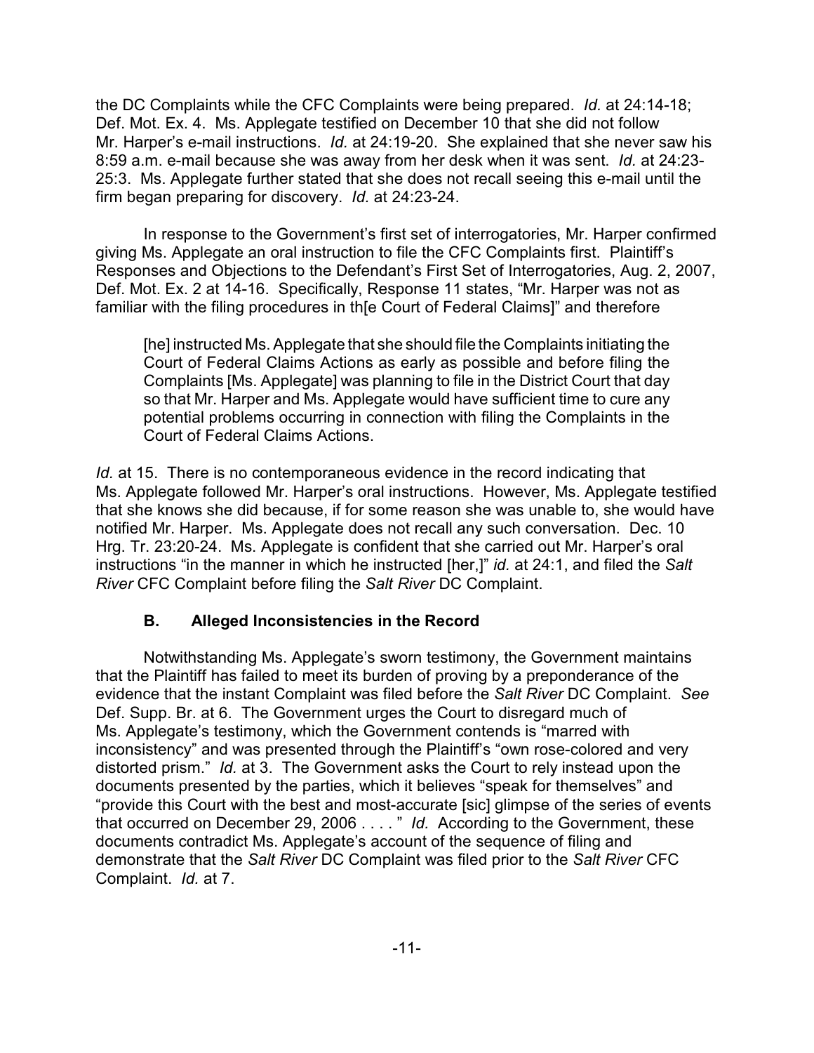the DC Complaints while the CFC Complaints were being prepared. *Id.* at 24:14-18; Def. Mot. Ex. 4. Ms. Applegate testified on December 10 that she did not follow Mr. Harper's e-mail instructions. *Id.* at 24:19-20. She explained that she never saw his 8:59 a.m. e-mail because she was away from her desk when it was sent. *Id.* at 24:23-25:3. Ms. Applegate further stated that she does not recall seeing this e-mail until the firm began preparing for discovery. *Id.* at 24:23-24.

In response to the Government's first set of interrogatories, Mr. Harper confirmed giving Ms. Applegate an oral instruction to file the CFC Complaints first. Plaintiff's Responses and Objections to the Defendant's First Set of Interrogatories, Aug. 2, 2007, Def. Mot. Ex. 2 at 14-16. Specifically, Response 11 states, "Mr. Harper was not as familiar with the filing procedures in th[e Court of Federal Claims]" and therefore

> [he] instructed Ms. Applegate that she should file the Complaints initiating the Court of Federal Claims Actions as early as possible and before filing the Complaints [Ms. Applegate] was planning to file in the District Court that day so that Mr. Harper and Ms. Applegate would have sufficient time to cure any potential problems occurring in connection with filing the Complaints in the Court of Federal Claims Actions.

*Id.* at 15. There is no contemporaneous evidence in the record indicating that Ms. Applegate followed Mr. Harper's oral instructions. However, Ms. Applegate testified that she knows she did because, if for some reason she was unable to, she would have notified Mr. Harper. Ms. Applegate does not recall any such conversation. Dec. 10 Hrg. Tr. 23:20-24. Ms. Applegate is confident that she carried out Mr. Harper's oral instructions "in the manner in which he instructed [her,]" *id.* at 24:1, and filed the *Salt River* CFC Complaint before filing the *Salt River* DC Complaint.

### B. Alleged Inconsistencies in the Record

Notwithstanding Ms. Applegate's sworn testimony, the Government maintains that the Plaintiff has failed to meet its burden of proving by a preponderance of the evidence that the instant Complaint was filed before the *Salt River* DC Complaint. *See* Def. Supp. Br. at 6. The Government urges the Court to disregard much of Ms. Applegate's testimony, which the Government contends is "marred with inconsistency" and was presented through the Plaintiff's "own rose-colored and very distorted prism." *Id.* at 3. The Government asks the Court to rely instead upon the documents presented by the parties, which it believes "speak for themselves" and "provide this Court with the best and most-accurate [sic] glimpse of the series of events that occurred on December 29, 2006 . . . . " *Id.* According to the Government, these documents contradict Ms. Applegate's account of the sequence of filing and demonstrate that the *Salt River* DC Complaint was filed prior to the *Salt River* CFC Complaint. *Id.* at 7.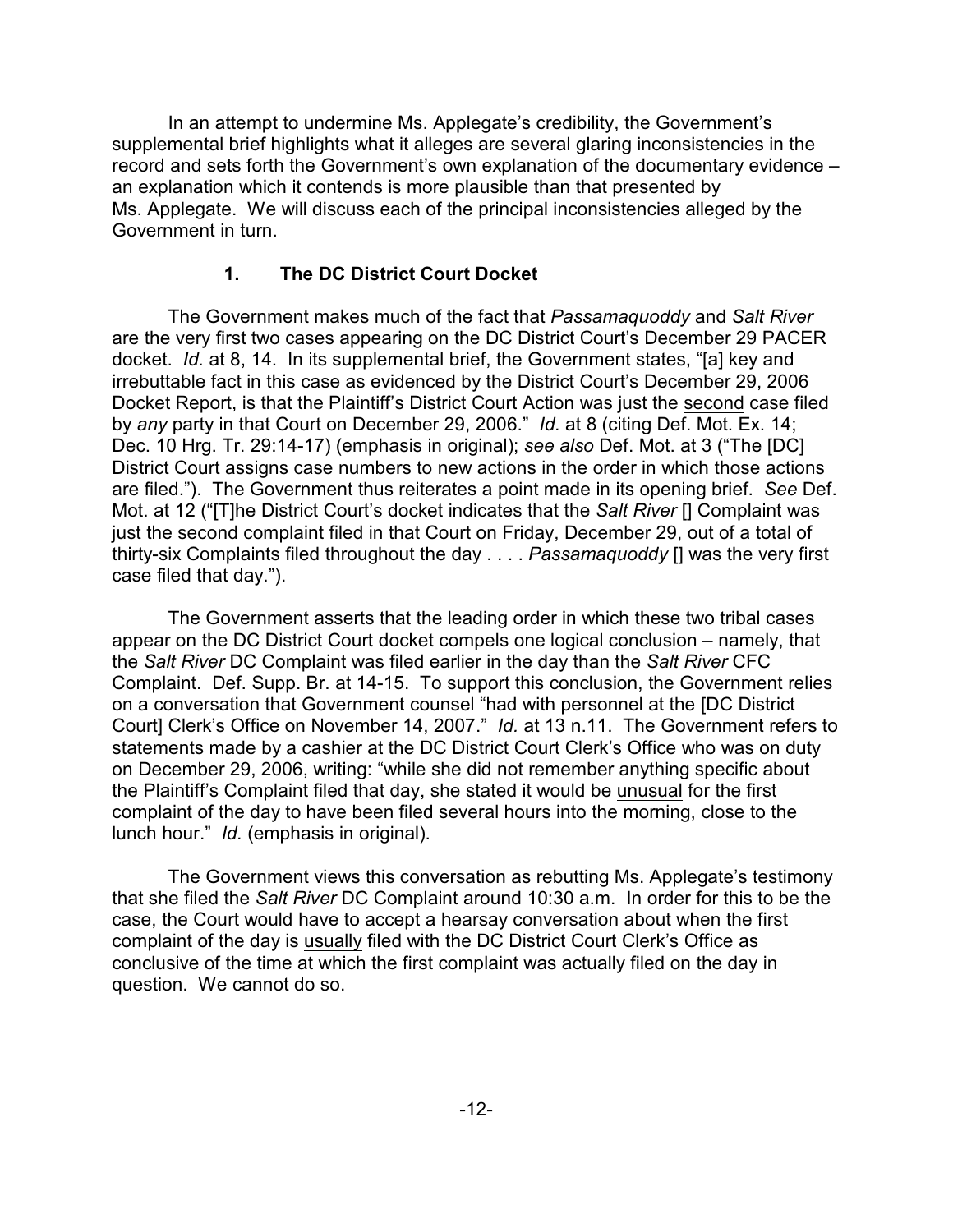In an attempt to undermine Ms. Applegate's credibility, the Government's supplemental brief highlights what it alleges are several glaring inconsistencies in the record and sets forth the Government's own explanation of the documentary evidence – an explanation which it contends is more plausible than that presented by Ms. Applegate. We will discuss each of the principal inconsistencies alleged by the Government in turn.

### 1. The DC District Court Docket

The Government makes much of the fact that *Passamaquoddy* and *Salt River* are the very first two cases appearing on the DC District Court's December 29 PACER docket. *Id.* at 8, 14. In its supplemental brief, the Government states, "[a] key and irrebuttable fact in this case as evidenced by the District Court's December 29, 2006 Docket Report, is that the Plaintiff's District Court Action was just the <u>second</u> case filed by *any* party in that Court on December 29, 2006." *Id.* at 8 (citing Def. Mot. Ex. 14; Dec. 10 Hrg. Tr. 29:14-17) (emphasis in original); *see also* Def. Mot. at 3 ("The [DC] District Court assigns case numbers to new actions in the order in which those actions are filed."). The Government thus reiterates a point made in its opening brief. *See* Def. Mot. at 12 ("[T]he District Court's docket indicates that the *Salt River* [] Complaint was just the second complaint filed in that Court on Friday, December 29, out of a total of thirty-six Complaints filed throughout the day . . . . *Passamaquoddy* [] was the very first case filed that day.").

The Government asserts that the leading order in which these two tribal cases appear on the DC District Court docket compels one logical conclusion – namely, that the *Salt River* DC Complaint was filed earlier in the day than the *Salt River* CFC Complaint. Def. Supp. Br. at 14-15. To support this conclusion, the Government relies on a conversation that Government counsel "had with personnel at the [DC District Court] Clerk's Office on November 14, 2007." *Id.* at 13 n.11. The Government refers to statements made by a cashier at the DC District Court Clerk's Office who was on duty on December 29, 2006, writing: "while she did not remember anything specific about the Plaintiff's Complaint filed that day, she stated it would be <u>unusual</u> for the first complaint of the day to have been filed several hours into the morning, close to the lunch hour." *Id.* (emphasis in original).

The Government views this conversation as rebutting Ms. Applegate's testimony that she filed the *Salt River* DC Complaint around 10:30 a.m. In order for this to be the case, the Court would have to accept a hearsay conversation about when the first complaint of the day is <u>usually</u> filed with the DC District Court Clerk's Office as conclusive of the time at which the first complaint was <u>actually</u> filed on the day in question. We cannot do so.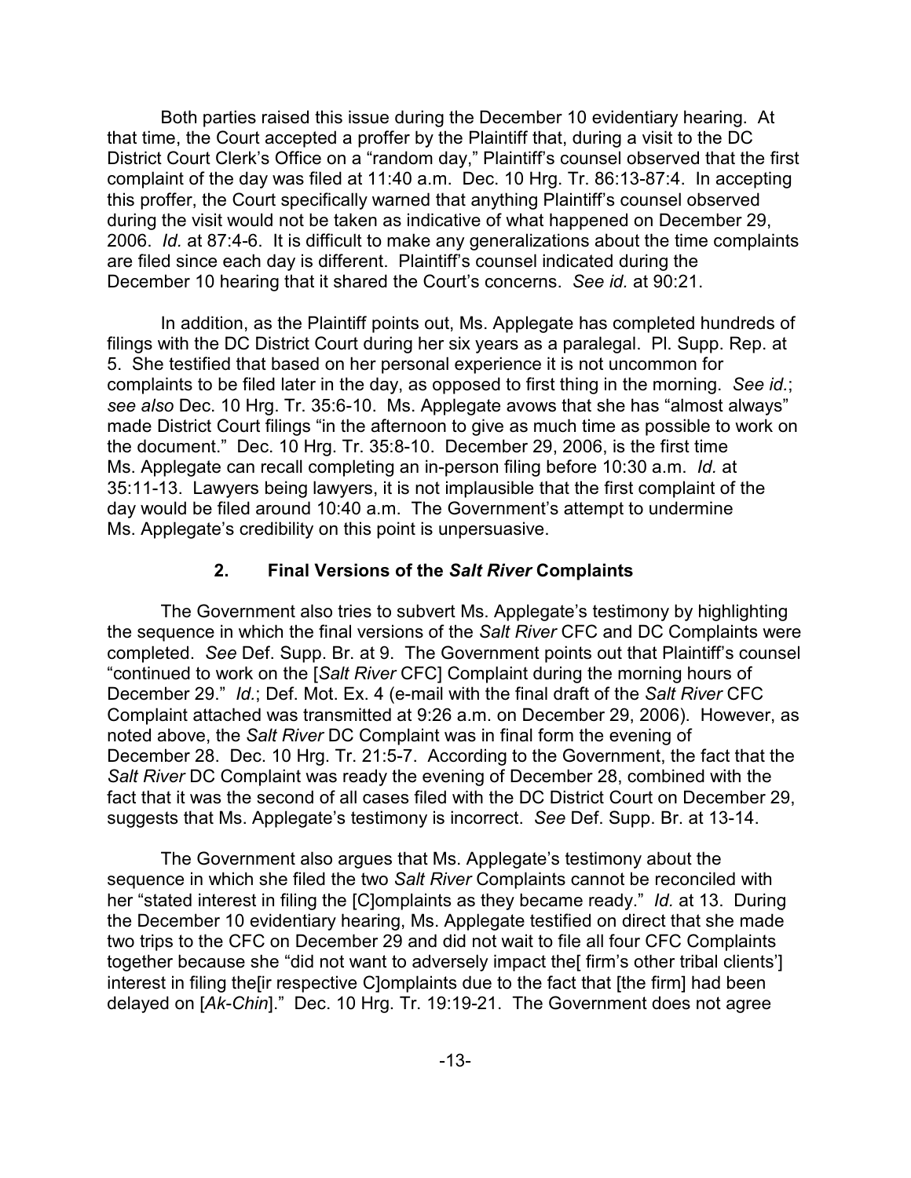Both parties raised this issue during the December 10 evidentiary hearing. At that time, the Court accepted a proffer by the Plaintiff that, during a visit to the DC District Court Clerk's Office on a "random day," Plaintiff's counsel observed that the first complaint of the day was filed at 11:40 a.m. Dec. 10 Hrg. Tr. 86:13-87:4. In accepting this proffer, the Court specifically warned that anything Plaintiff's counsel observed during the visit would not be taken as indicative of what happened on December 29, 2006. *Id.* at 87:4-6. It is difficult to make any generalizations about the time complaints are filed since each day is different. Plaintiff's counsel indicated during the December 10 hearing that it shared the Court's concerns. *See id.* at 90:21.

In addition, as the Plaintiff points out, Ms. Applegate has completed hundreds of filings with the DC District Court during her six years as a paralegal. Pl. Supp. Rep. at 5. She testified that based on her personal experience it is not uncommon for complaints to be filed later in the day, as opposed to first thing in the morning. *See id.*; *see also* Dec. 10 Hrg. Tr. 35:6-10. Ms. Applegate avows that she has "almost always" made District Court filings "in the afternoon to give as much time as possible to work on the document." Dec. 10 Hrg. Tr. 35:8-10. December 29, 2006, is the first time Ms. Applegate can recall completing an in-person filing before 10:30 a.m. *Id.* at 35:11-13. Lawyers being lawyers, it is not implausible that the first complaint of the day would be filed around 10:40 a.m. The Government's attempt to undermine Ms. Applegate's credibility on this point is unpersuasive.

### 2. Final Versions of the *Salt River* Complaints

The Government also tries to subvert Ms. Applegate's testimony by highlighting the sequence in which the final versions of the *Salt River* CFC and DC Complaints were completed. *See* Def. Supp. Br. at 9. The Government points out that Plaintiff's counsel "continued to work on the [*Salt River* CFC] Complaint during the morning hours of December 29." *Id.*; Def. Mot. Ex. 4 (e-mail with the final draft of the *Salt River* CFC Complaint attached was transmitted at 9:26 a.m. on December 29, 2006). However, as noted above, the *Salt River* DC Complaint was in final form the evening of December 28. Dec. 10 Hrg. Tr. 21:5-7. According to the Government, the fact that the *Salt River* DC Complaint was ready the evening of December 28, combined with the fact that it was the second of all cases filed with the DC District Court on December 29, suggests that Ms. Applegate's testimony is incorrect. *See* Def. Supp. Br. at 13-14.

The Government also argues that Ms. Applegate's testimony about the sequence in which she filed the two *Salt River* Complaints cannot be reconciled with her "stated interest in filing the [C]omplaints as they became ready." *Id.* at 13. During the December 10 evidentiary hearing, Ms. Applegate testified on direct that she made two trips to the CFC on December 29 and did not wait to file all four CFC Complaints together because she "did not want to adversely impact the[ firm's other tribal clients'] interest in filing the[ir respective C]omplaints due to the fact that [the firm] had been delayed on [*Ak-Chin*]." Dec. 10 Hrg. Tr. 19:19-21. The Government does not agree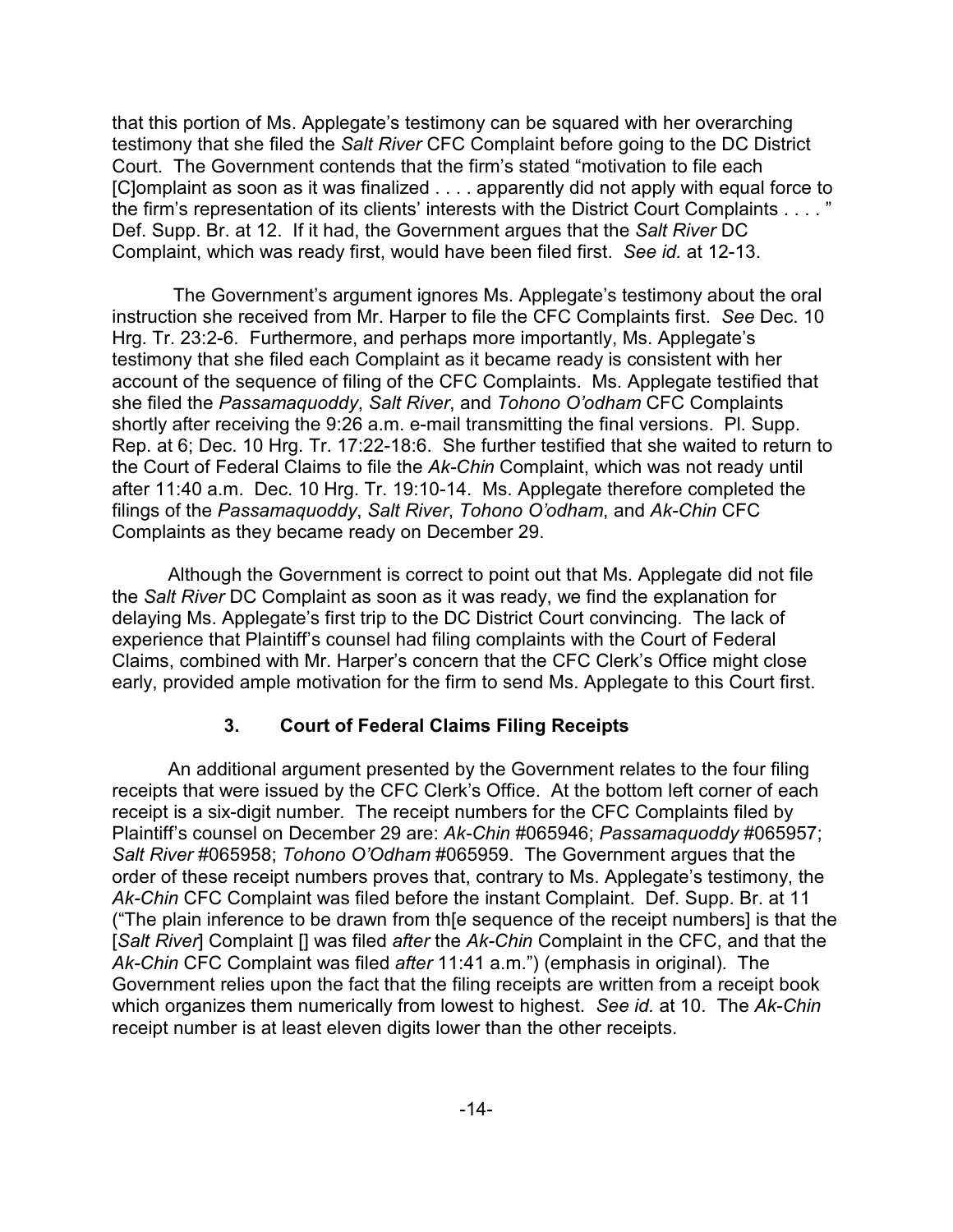that this portion of Ms. Applegate's testimony can be squared with her overarching testimony that she filed the *Salt River* CFC Complaint before going to the DC District Court. The Government contends that the firm's stated "motivation to file each [C]omplaint as soon as it was finalized . . . . apparently did not apply with equal force to the firm's representation of its clients' interests with the District Court Complaints . . . . " Def. Supp. Br. at 12. If it had, the Government argues that the *Salt River* DC Complaint, which was ready first, would have been filed first. *See id.* at 12-13.

The Government's argument ignores Ms. Applegate's testimony about the oral instruction she received from Mr. Harper to file the CFC Complaints first. *See* Dec. 10 Hrg. Tr. 23:2-6. Furthermore, and perhaps more importantly, Ms. Applegate's testimony that she filed each Complaint as it became ready is consistent with her account of the sequence of filing of the CFC Complaints. Ms. Applegate testified that she filed the *Passamaquoddy*, *Salt River*, and *Tohono O'odham* CFC Complaints shortly after receiving the 9:26 a.m. e-mail transmitting the final versions. Pl. Supp. Rep. at 6; Dec. 10 Hrg. Tr. 17:22-18:6. She further testified that she waited to return to the Court of Federal Claims to file the *Ak-Chin* Complaint, which was not ready until after 11:40 a.m. Dec. 10 Hrg. Tr. 19:10-14. Ms. Applegate therefore completed the filings of the *Passamaquoddy*, *Salt River*, *Tohono O'odham*, and *Ak-Chin* CFC Complaints as they became ready on December 29.

Although the Government is correct to point out that Ms. Applegate did not file the *Salt River* DC Complaint as soon as it was ready, we find the explanation for delaying Ms. Applegate's first trip to the DC District Court convincing. The lack of experience that Plaintiff's counsel had filing complaints with the Court of Federal Claims, combined with Mr. Harper's concern that the CFC Clerk's Office might close early, provided ample motivation for the firm to send Ms. Applegate to this Court first.

### 3. Court of Federal Claims Filing Receipts

An additional argument presented by the Government relates to the four filing receipts that were issued by the CFC Clerk's Office. At the bottom left corner of each receipt is a six-digit number. The receipt numbers for the CFC Complaints filed by Plaintiff's counsel on December 29 are: *Ak-Chin* #065946; *Passamaquoddy* #065957; *Salt River* #065958; *Tohono O'Odham* #065959. The Government argues that the order of these receipt numbers proves that, contrary to Ms. Applegate's testimony, the *Ak-Chin* CFC Complaint was filed before the instant Complaint. Def. Supp. Br. at 11 ("The plain inference to be drawn from th[e sequence of the receipt numbers] is that the [*Salt River*] Complaint [] was filed *after* the *Ak-Chin* Complaint in the CFC, and that the *Ak-Chin* CFC Complaint was filed *after* 11:41 a.m.") (emphasis in original). The Government relies upon the fact that the filing receipts are written from a receipt book which organizes them numerically from lowest to highest. *See id.* at 10. The *Ak-Chin* receipt number is at least eleven digits lower than the other receipts.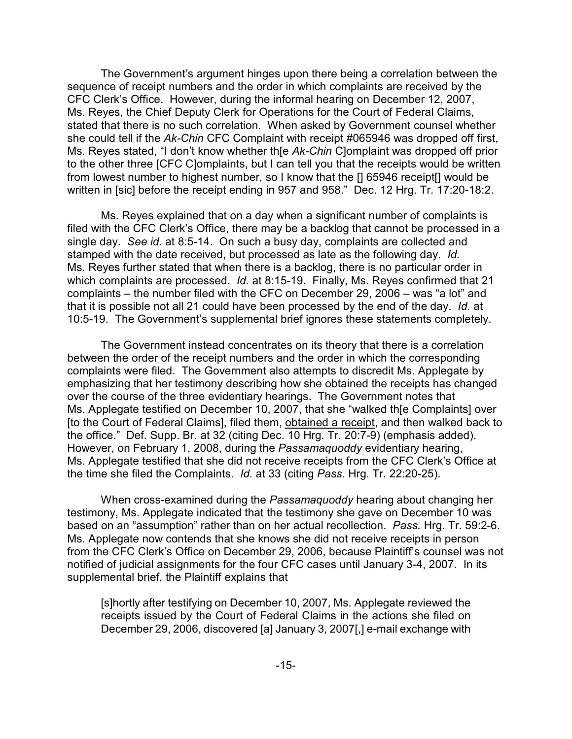The Government's argument hinges upon there being a correlation between the sequence of receipt numbers and the order in which complaints are received by the CFC Clerk's Office. However, during the informal hearing on December 12, 2007, Ms. Reyes, the Chief Deputy Clerk for Operations for the Court of Federal Claims, stated that there is no such correlation. When asked by Government counsel whether she could tell if the *Ak-Chin* CFC Complaint with receipt #065946 was dropped off first, Ms. Reyes stated, "I don't know whether th[e *Ak-Chin* C]omplaint was dropped off prior to the other three [CFC C]omplaints, but I can tell you that the receipts would be written from lowest number to highest number, so I know that the [] 65946 receipt[] would be written in [sic] before the receipt ending in 957 and 958." Dec. 12 Hrg. Tr. 17:20-18:2.

Ms. Reyes explained that on a day when a significant number of complaints is filed with the CFC Clerk's Office, there may be a backlog that cannot be processed in a single day. *See id.* at 8:5-14. On such a busy day, complaints are collected and stamped with the date received, but processed as late as the following day. *Id.* Ms. Reyes further stated that when there is a backlog, there is no particular order in which complaints are processed. *Id.* at 8:15-19. Finally, Ms. Reyes confirmed that 21 complaints – the number filed with the CFC on December 29, 2006 – was "a lot" and that it is possible not all 21 could have been processed by the end of the day. *Id.* at 10:5-19. The Government's supplemental brief ignores these statements completely.

The Government instead concentrates on its theory that there is a correlation between the order of the receipt numbers and the order in which the corresponding complaints were filed. The Government also attempts to discredit Ms. Applegate by emphasizing that her testimony describing how she obtained the receipts has changed over the course of the three evidentiary hearings. The Government notes that Ms. Applegate testified on December 10, 2007, that she "walked th[e Complaints] over [to the Court of Federal Claims], filed them, <u>obtained a receipt</u>, and then walked back to the office." Def. Supp. Br. at 32 (citing Dec. 10 Hrg. Tr. 20:7-9) (emphasis added). However, on February 1, 2008, during the *Passamaquoddy* evidentiary hearing, Ms. Applegate testified that she did not receive receipts from the CFC Clerk's Office at the time she filed the Complaints. *Id.* at 33 (citing *Pass.* Hrg. Tr. 22:20-25).

When cross-examined during the *Passamaquoddy* hearing about changing her testimony, Ms. Applegate indicated that the testimony she gave on December 10 was based on an "assumption" rather than on her actual recollection. *Pass.* Hrg. Tr. 59:2-6. Ms. Applegate now contends that she knows she did not receive receipts in person from the CFC Clerk's Office on December 29, 2006, because Plaintiff's counsel was not notified of judicial assignments for the four CFC cases until January 3-4, 2007. In its supplemental brief, the Plaintiff explains that

> [s]hortly after testifying on December 10, 2007, Ms. Applegate reviewed the receipts issued by the Court of Federal Claims in the actions she filed on December 29, 2006, discovered [a] January 3, 2007[,] e-mail exchange with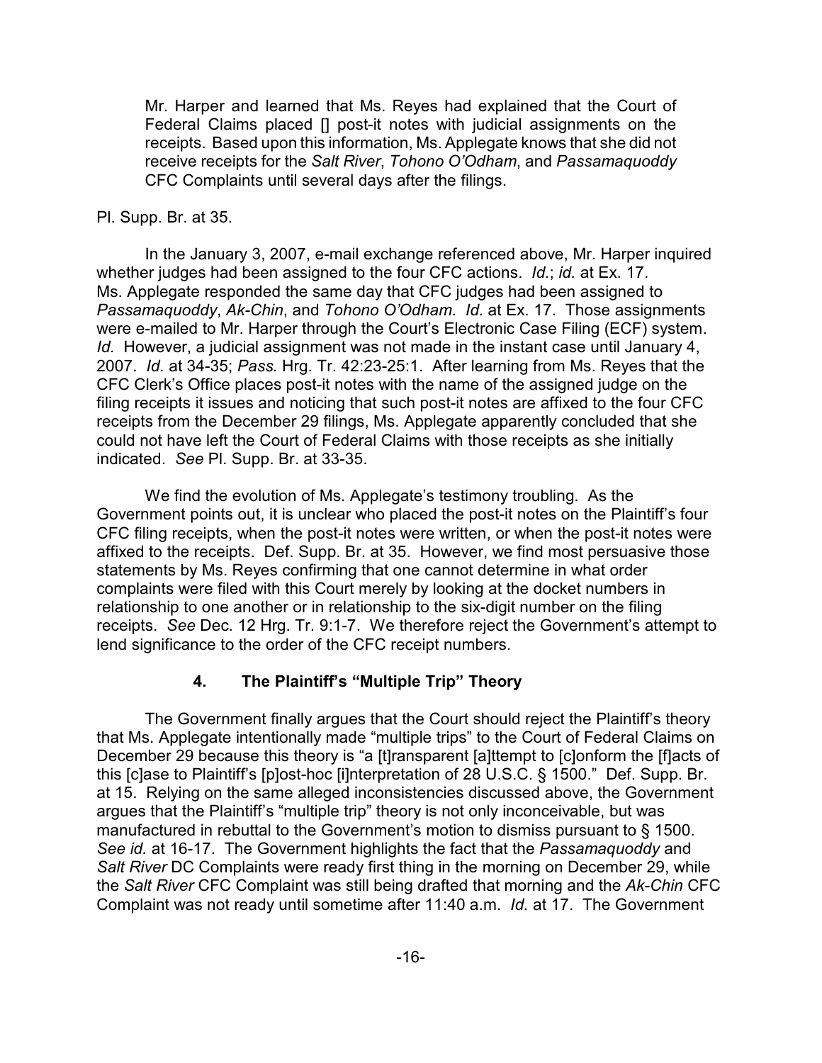> Mr. Harper and learned that Ms. Reyes had explained that the Court of Federal Claims placed [] post-it notes with judicial assignments on the receipts. Based upon this information, Ms. Applegate knows that she did not receive receipts for the *Salt River*, *Tohono O'Odham*, and *Passamaquoddy* CFC Complaints until several days after the filings.

Pl. Supp. Br. at 35.

In the January 3, 2007, e-mail exchange referenced above, Mr. Harper inquired whether judges had been assigned to the four CFC actions. *Id.*; *id.* at Ex. 17. Ms. Applegate responded the same day that CFC judges had been assigned to *Passamaquoddy*, *Ak-Chin*, and *Tohono O'Odham*. *Id.* at Ex. 17. Those assignments were e-mailed to Mr. Harper through the Court's Electronic Case Filing (ECF) system. *Id.* However, a judicial assignment was not made in the instant case until January 4, 2007. *Id.* at 34-35; *Pass.* Hrg. Tr. 42:23-25:1. After learning from Ms. Reyes that the CFC Clerk's Office places post-it notes with the name of the assigned judge on the filing receipts it issues and noticing that such post-it notes are affixed to the four CFC receipts from the December 29 filings, Ms. Applegate apparently concluded that she could not have left the Court of Federal Claims with those receipts as she initially indicated. *See* Pl. Supp. Br. at 33-35.

We find the evolution of Ms. Applegate's testimony troubling. As the Government points out, it is unclear who placed the post-it notes on the Plaintiff's four CFC filing receipts, when the post-it notes were written, or when the post-it notes were affixed to the receipts. Def. Supp. Br. at 35. However, we find most persuasive those statements by Ms. Reyes confirming that one cannot determine in what order complaints were filed with this Court merely by looking at the docket numbers in relationship to one another or in relationship to the six-digit number on the filing receipts. *See* Dec. 12 Hrg. Tr. 9:1-7. We therefore reject the Government's attempt to lend significance to the order of the CFC receipt numbers.

### 4. The Plaintiff's "Multiple Trip" Theory

The Government finally argues that the Court should reject the Plaintiff's theory that Ms. Applegate intentionally made "multiple trips" to the Court of Federal Claims on December 29 because this theory is "a [t]ransparent [a]ttempt to [c]onform the [f]acts of this [c]ase to Plaintiff's [p]ost-hoc [i]nterpretation of 28 U.S.C. § 1500." Def. Supp. Br. at 15. Relying on the same alleged inconsistencies discussed above, the Government argues that the Plaintiff's "multiple trip" theory is not only inconceivable, but was manufactured in rebuttal to the Government's motion to dismiss pursuant to § 1500. *See id.* at 16-17. The Government highlights the fact that the *Passamaquoddy* and *Salt River* DC Complaints were ready first thing in the morning on December 29, while the *Salt River* CFC Complaint was still being drafted that morning and the *Ak-Chin* CFC Complaint was not ready until sometime after 11:40 a.m. *Id.* at 17. The Government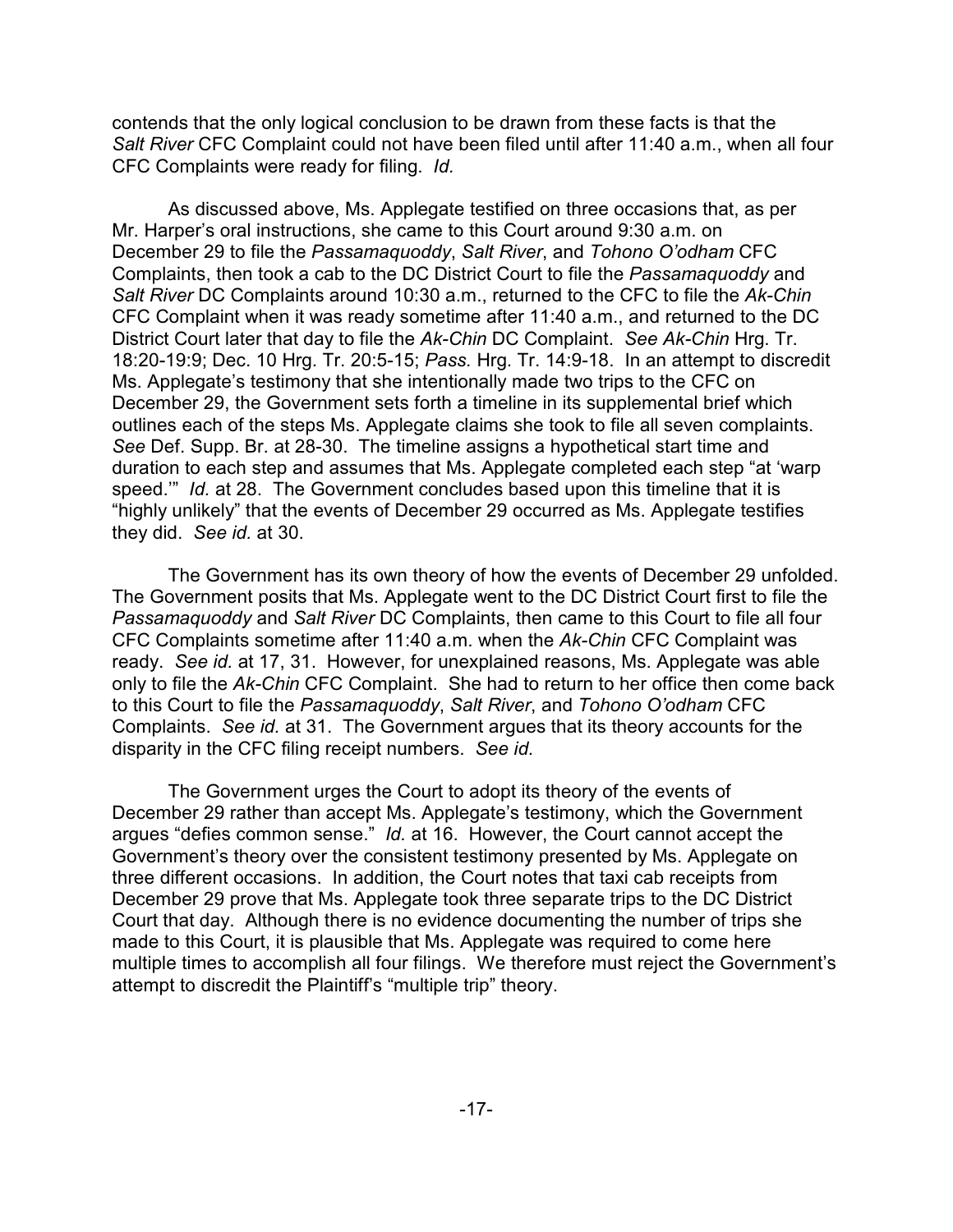contends that the only logical conclusion to be drawn from these facts is that the *Salt River* CFC Complaint could not have been filed until after 11:40 a.m., when all four CFC Complaints were ready for filing. *Id.*

As discussed above, Ms. Applegate testified on three occasions that, as per Mr. Harper's oral instructions, she came to this Court around 9:30 a.m. on December 29 to file the *Passamaquoddy*, *Salt River*, and *Tohono O'odham* CFC Complaints, then took a cab to the DC District Court to file the *Passamaquoddy* and *Salt River* DC Complaints around 10:30 a.m., returned to the CFC to file the *Ak-Chin* CFC Complaint when it was ready sometime after 11:40 a.m., and returned to the DC District Court later that day to file the *Ak-Chin* DC Complaint. *See Ak-Chin* Hrg. Tr. 18:20-19:9; Dec. 10 Hrg. Tr. 20:5-15; *Pass.* Hrg. Tr. 14:9-18. In an attempt to discredit Ms. Applegate's testimony that she intentionally made two trips to the CFC on December 29, the Government sets forth a timeline in its supplemental brief which outlines each of the steps Ms. Applegate claims she took to file all seven complaints. *See* Def. Supp. Br. at 28-30. The timeline assigns a hypothetical start time and duration to each step and assumes that Ms. Applegate completed each step "at 'warp speed.'" *Id.* at 28. The Government concludes based upon this timeline that it is "highly unlikely" that the events of December 29 occurred as Ms. Applegate testifies they did. *See id.* at 30.

The Government has its own theory of how the events of December 29 unfolded. The Government posits that Ms. Applegate went to the DC District Court first to file the *Passamaquoddy* and *Salt River* DC Complaints, then came to this Court to file all four CFC Complaints sometime after 11:40 a.m. when the *Ak-Chin* CFC Complaint was ready. *See id.* at 17, 31. However, for unexplained reasons, Ms. Applegate was able only to file the *Ak-Chin* CFC Complaint. She had to return to her office then come back to this Court to file the *Passamaquoddy*, *Salt River*, and *Tohono O'odham* CFC Complaints. *See id.* at 31. The Government argues that its theory accounts for the disparity in the CFC filing receipt numbers. *See id.*

The Government urges the Court to adopt its theory of the events of December 29 rather than accept Ms. Applegate's testimony, which the Government argues "defies common sense." *Id.* at 16. However, the Court cannot accept the Government's theory over the consistent testimony presented by Ms. Applegate on three different occasions. In addition, the Court notes that taxi cab receipts from December 29 prove that Ms. Applegate took three separate trips to the DC District Court that day. Although there is no evidence documenting the number of trips she made to this Court, it is plausible that Ms. Applegate was required to come here multiple times to accomplish all four filings. We therefore must reject the Government's attempt to discredit the Plaintiff's "multiple trip" theory.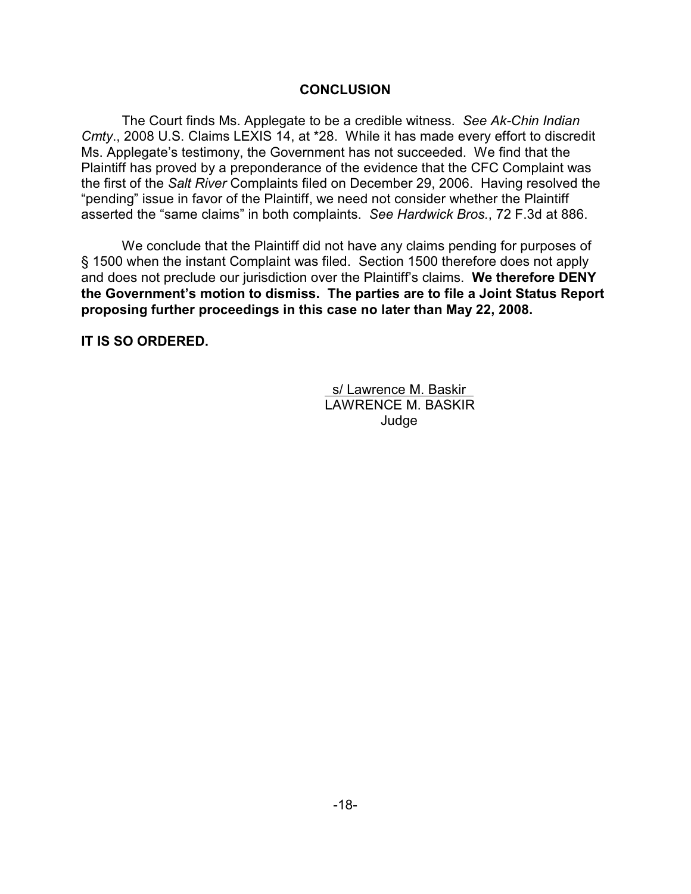## CONCLUSION

The Court finds Ms. Applegate to be a credible witness. *See Ak-Chin Indian Cmty.*, 2008 U.S. Claims LEXIS 14, at *28. While it has made every effort to discredit Ms. Applegate's testimony, the Government has not succeeded. We find that the Plaintiff has proved by a preponderance of the evidence that the CFC Complaint was the first of the *Salt River* Complaints filed on December 29, 2006. Having resolved the "pending" issue in favor of the Plaintiff, we need not consider whether the Plaintiff asserted the "same claims" in both complaints. *See Hardwick Bros.*, 72 F.3d at 886.

We conclude that the Plaintiff did not have any claims pending for purposes of § 1500 when the instant Complaint was filed. Section 1500 therefore does not apply and does not preclude our jurisdiction over the Plaintiff's claims. **We therefore DENY the Government's motion to dismiss. The parties are to file a Joint Status Report proposing further proceedings in this case no later than May 22, 2008.**

**IT IS SO ORDERED.**

s/ Lawrence M. Baskir
LAWRENCE M. BASKIR
Judge